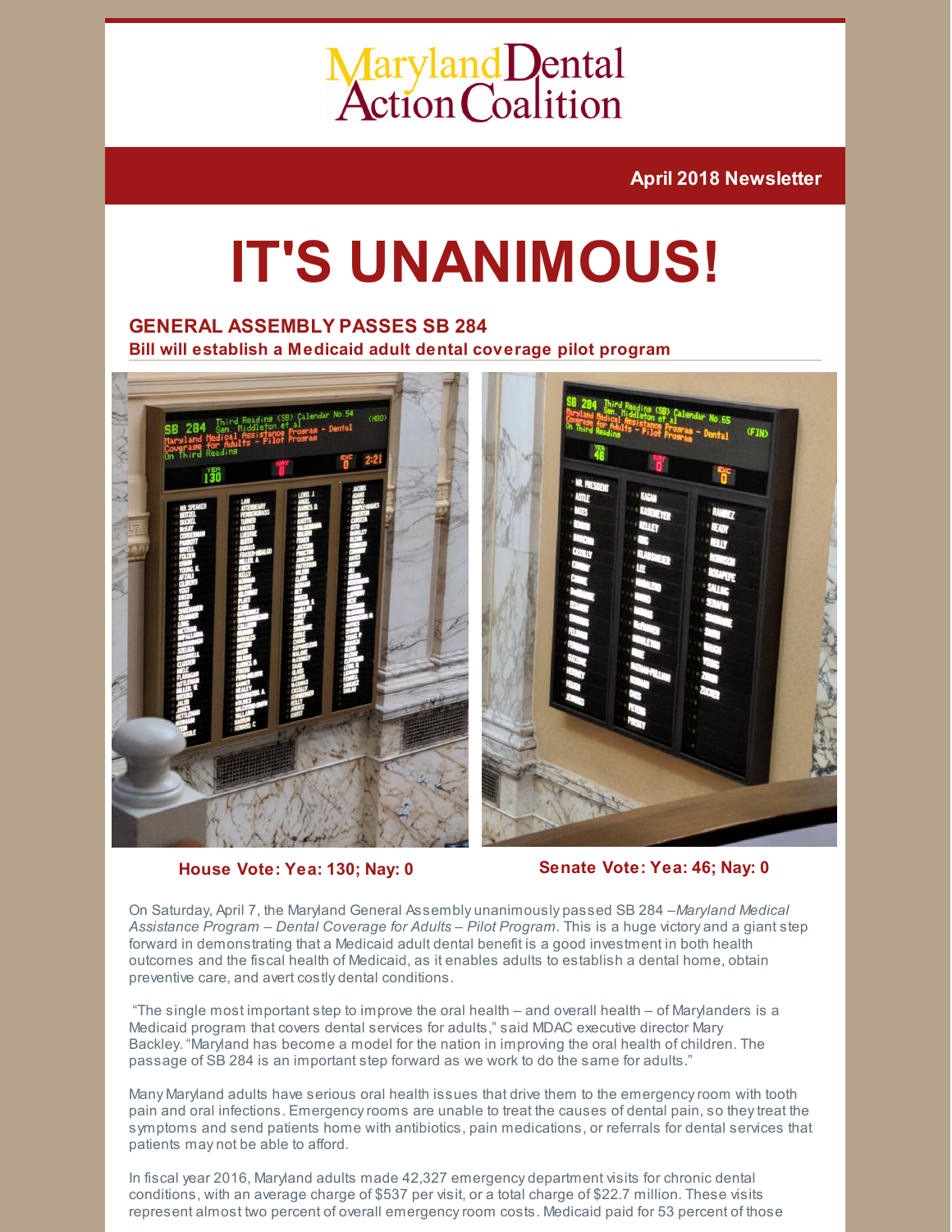# Maryland Dental Action Coalition

**April 2018 Newsletter**

# IT'S UNANIMOUS!

## GENERAL ASSEMBLY PASSES SB 284

**Bill will establish a Medicaid adult dental coverage pilot program**

**House Vote: Yea: 130; Nay: 0**

**Senate Vote: Yea: 46; Nay: 0**

On Saturday, April 7, the Maryland General Assembly unanimously passed SB 284 –*Maryland Medical Assistance Program – Dental Coverage for Adults – Pilot Program*. This is a huge victory and a giant step forward in demonstrating that a Medicaid adult dental benefit is a good investment in both health outcomes and the fiscal health of Medicaid, as it enables adults to establish a dental home, obtain preventive care, and avert costly dental conditions.

"The single most important step to improve the oral health – and overall health – of Marylanders is a Medicaid program that covers dental services for adults," said MDAC executive director Mary Backley. "Maryland has become a model for the nation in improving the oral health of children. The passage of SB 284 is an important step forward as we work to do the same for adults."

Many Maryland adults have serious oral health issues that drive them to the emergency room with tooth pain and oral infections. Emergency rooms are unable to treat the causes of dental pain, so they treat the symptoms and send patients home with antibiotics, pain medications, or referrals for dental services that patients may not be able to afford.

In fiscal year 2016, Maryland adults made 42,327 emergency department visits for chronic dental conditions, with an average charge of $537 per visit, or a total charge of $22.7 million. These visits represent almost two percent of overall emergency room costs. Medicaid paid for 53 percent of those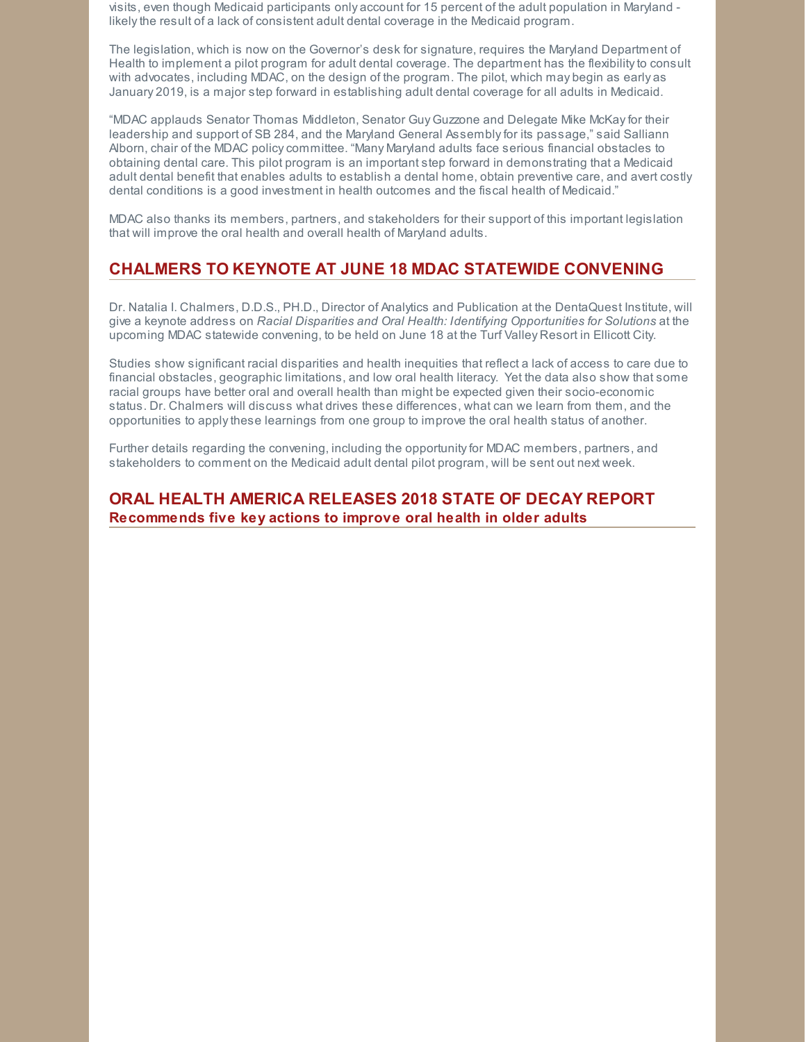visits, even though Medicaid participants only account for 15 percent of the adult population in Maryland - likely the result of a lack of consistent adult dental coverage in the Medicaid program.

The legislation, which is now on the Governor's desk for signature, requires the Maryland Department of Health to implement a pilot program for adult dental coverage. The department has the flexibility to consult with advocates, including MDAC, on the design of the program. The pilot, which may begin as early as January 2019, is a major step forward in establishing adult dental coverage for all adults in Medicaid.

"MDAC applauds Senator Thomas Middleton, Senator Guy Guzzone and Delegate Mike McKay for their leadership and support of SB 284, and the Maryland General Assembly for its passage," said Salliann Alborn, chair of the MDAC policy committee. "Many Maryland adults face serious financial obstacles to obtaining dental care. This pilot program is an important step forward in demonstrating that a Medicaid adult dental benefit that enables adults to establish a dental home, obtain preventive care, and avert costly dental conditions is a good investment in health outcomes and the fiscal health of Medicaid."

MDAC also thanks its members, partners, and stakeholders for their support of this important legislation that will improve the oral health and overall health of Maryland adults.

## CHALMERS TO KEYNOTE AT JUNE 18 MDAC STATEWIDE CONVENING

Dr. Natalia I. Chalmers, D.D.S., PH.D., Director of Analytics and Publication at the DentaQuest Institute, will give a keynote address on *Racial Disparities and Oral Health: Identifying Opportunities for Solutions* at the upcoming MDAC statewide convening, to be held on June 18 at the Turf Valley Resort in Ellicott City.

Studies show significant racial disparities and health inequities that reflect a lack of access to care due to financial obstacles, geographic limitations, and low oral health literacy. Yet the data also show that some racial groups have better oral and overall health than might be expected given their socio-economic status. Dr. Chalmers will discuss what drives these differences, what can we learn from them, and the opportunities to apply these learnings from one group to improve the oral health status of another.

Further details regarding the convening, including the opportunity for MDAC members, partners, and stakeholders to comment on the Medicaid adult dental pilot program, will be sent out next week.

## ORAL HEALTH AMERICA RELEASES 2018 STATE OF DECAY REPORT

**Recommends five key actions to improve oral health in older adults**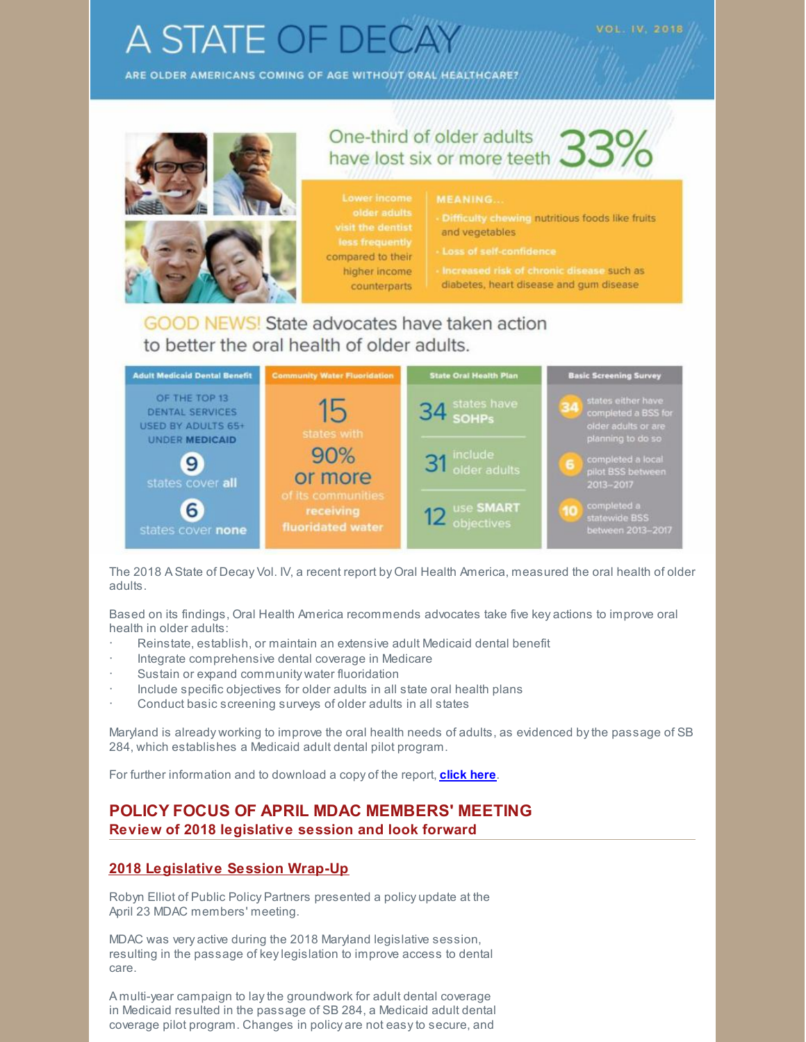# A STATE OF DECAY

VOL. IV, 2018

ARE OLDER AMERICANS COMING OF AGE WITHOUT ORAL HEALTHCARE?

One-third of older adults have lost six or more teeth **33%**

Lower income older adults visit the dentist less frequently compared to their higher income counterparts

MEANING...

- Difficulty chewing nutritious foods like fruits and vegetables
- Loss of self-confidence
- Increased risk of chronic disease such as diabetes, heart disease and gum disease

GOOD NEWS! State advocates have taken action to better the oral health of older adults.

| Adult Medicaid Dental Benefit | Community Water Fluoridation | State Oral Health Plan | Basic Screening Survey |
|---|---|---|---|
| OF THE TOP 13 DENTAL SERVICES USED BY ADULTS 65+ UNDER MEDICAID | 15 states with 90% or more of its communities receiving fluoridated water | 34 states have SOHPs | 34 states either have completed a BSS for older adults or are planning to do so |
| 9 states cover **all** | | 31 include older adults | 6 completed a local pilot BSS between 2013–2017 |
| 6 states cover **none** | | 12 use SMART objectives | 10 completed a statewide BSS between 2013–2017 |

The 2018 A State of Decay Vol. IV, a recent report by Oral Health America, measured the oral health of older adults.

Based on its findings, Oral Health America recommends advocates take five key actions to improve oral health in older adults:

- Reinstate, establish, or maintain an extensive adult Medicaid dental benefit
- Integrate comprehensive dental coverage in Medicare
- Sustain or expand community water fluoridation
- Include specific objectives for older adults in all state oral health plans
- Conduct basic screening surveys of older adults in all states

Maryland is already working to improve the oral health needs of adults, as evidenced by the passage of SB 284, which establishes a Medicaid adult dental pilot program.

For further information and to download a copy of the report, **click here**.

## POLICY FOCUS OF APRIL MDAC MEMBERS' MEETING

### Review of 2018 legislative session and look forward

### 2018 Legislative Session Wrap-Up

Robyn Elliot of Public Policy Partners presented a policy update at the April 23 MDAC members' meeting.

MDAC was very active during the 2018 Maryland legislative session, resulting in the passage of key legislation to improve access to dental care.

A multi-year campaign to lay the groundwork for adult dental coverage in Medicaid resulted in the passage of SB 284, a Medicaid adult dental coverage pilot program. Changes in policy are not easy to secure, and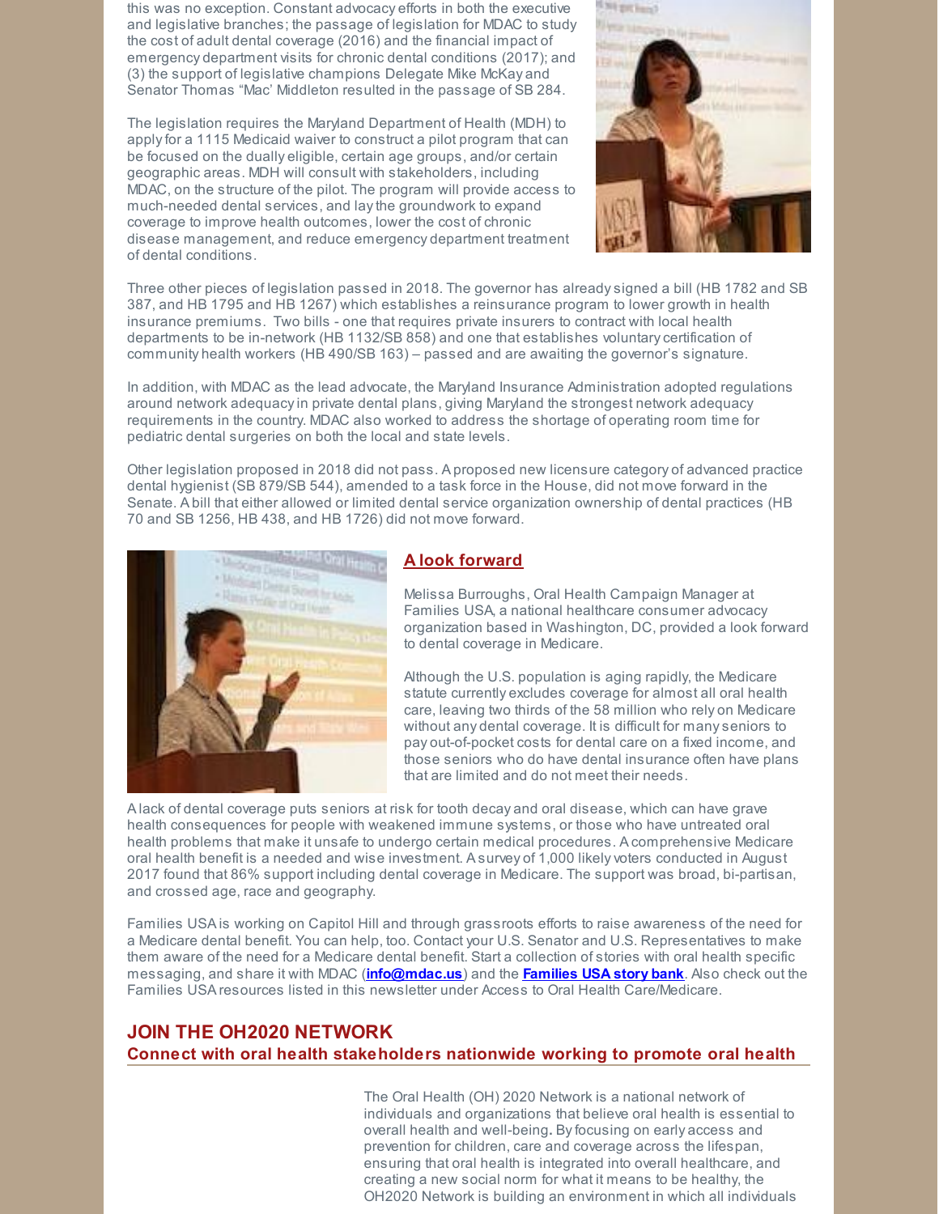this was no exception. Constant advocacy efforts in both the executive and legislative branches; the passage of legislation for MDAC to study the cost of adult dental coverage (2016) and the financial impact of emergency department visits for chronic dental conditions (2017); and (3) the support of legislative champions Delegate Mike McKay and Senator Thomas "Mac' Middleton resulted in the passage of SB 284.

The legislation requires the Maryland Department of Health (MDH) to apply for a 1115 Medicaid waiver to construct a pilot program that can be focused on the dually eligible, certain age groups, and/or certain geographic areas. MDH will consult with stakeholders, including MDAC, on the structure of the pilot. The program will provide access to much-needed dental services, and lay the groundwork to expand coverage to improve health outcomes, lower the cost of chronic disease management, and reduce emergency department treatment of dental conditions.

Three other pieces of legislation passed in 2018. The governor has already signed a bill (HB 1782 and SB 387, and HB 1795 and HB 1267) which establishes a reinsurance program to lower growth in health insurance premiums. Two bills - one that requires private insurers to contract with local health departments to be in-network (HB 1132/SB 858) and one that establishes voluntary certification of community health workers (HB 490/SB 163) – passed and are awaiting the governor's signature.

In addition, with MDAC as the lead advocate, the Maryland Insurance Administration adopted regulations around network adequacy in private dental plans, giving Maryland the strongest network adequacy requirements in the country. MDAC also worked to address the shortage of operating room time for pediatric dental surgeries on both the local and state levels.

Other legislation proposed in 2018 did not pass. A proposed new licensure category of advanced practice dental hygienist (SB 879/SB 544), amended to a task force in the House, did not move forward in the Senate. A bill that either allowed or limited dental service organization ownership of dental practices (HB 70 and SB 1256, HB 438, and HB 1726) did not move forward.

## A look forward

Melissa Burroughs, Oral Health Campaign Manager at Families USA, a national healthcare consumer advocacy organization based in Washington, DC, provided a look forward to dental coverage in Medicare.

Although the U.S. population is aging rapidly, the Medicare statute currently excludes coverage for almost all oral health care, leaving two thirds of the 58 million who rely on Medicare without any dental coverage. It is difficult for many seniors to pay out-of-pocket costs for dental care on a fixed income, and those seniors who do have dental insurance often have plans that are limited and do not meet their needs.

A lack of dental coverage puts seniors at risk for tooth decay and oral disease, which can have grave health consequences for people with weakened immune systems, or those who have untreated oral health problems that make it unsafe to undergo certain medical procedures. A comprehensive Medicare oral health benefit is a needed and wise investment. A survey of 1,000 likely voters conducted in August 2017 found that 86% support including dental coverage in Medicare. The support was broad, bi-partisan, and crossed age, race and geography.

Families USA is working on Capitol Hill and through grassroots efforts to raise awareness of the need for a Medicare dental benefit. You can help, too. Contact your U.S. Senator and U.S. Representatives to make them aware of the need for a Medicare dental benefit. Start a collection of stories with oral health specific messaging, and share it with MDAC (**info@mdac.us**) and the **Families USA story bank**. Also check out the Families USA resources listed in this newsletter under Access to Oral Health Care/Medicare.

## JOIN THE OH2020 NETWORK

### Connect with oral health stakeholders nationwide working to promote oral health

The Oral Health (OH) 2020 Network is a national network of individuals and organizations that believe oral health is essential to overall health and well-being. By focusing on early access and prevention for children, care and coverage across the lifespan, ensuring that oral health is integrated into overall healthcare, and creating a new social norm for what it means to be healthy, the OH2020 Network is building an environment in which all individuals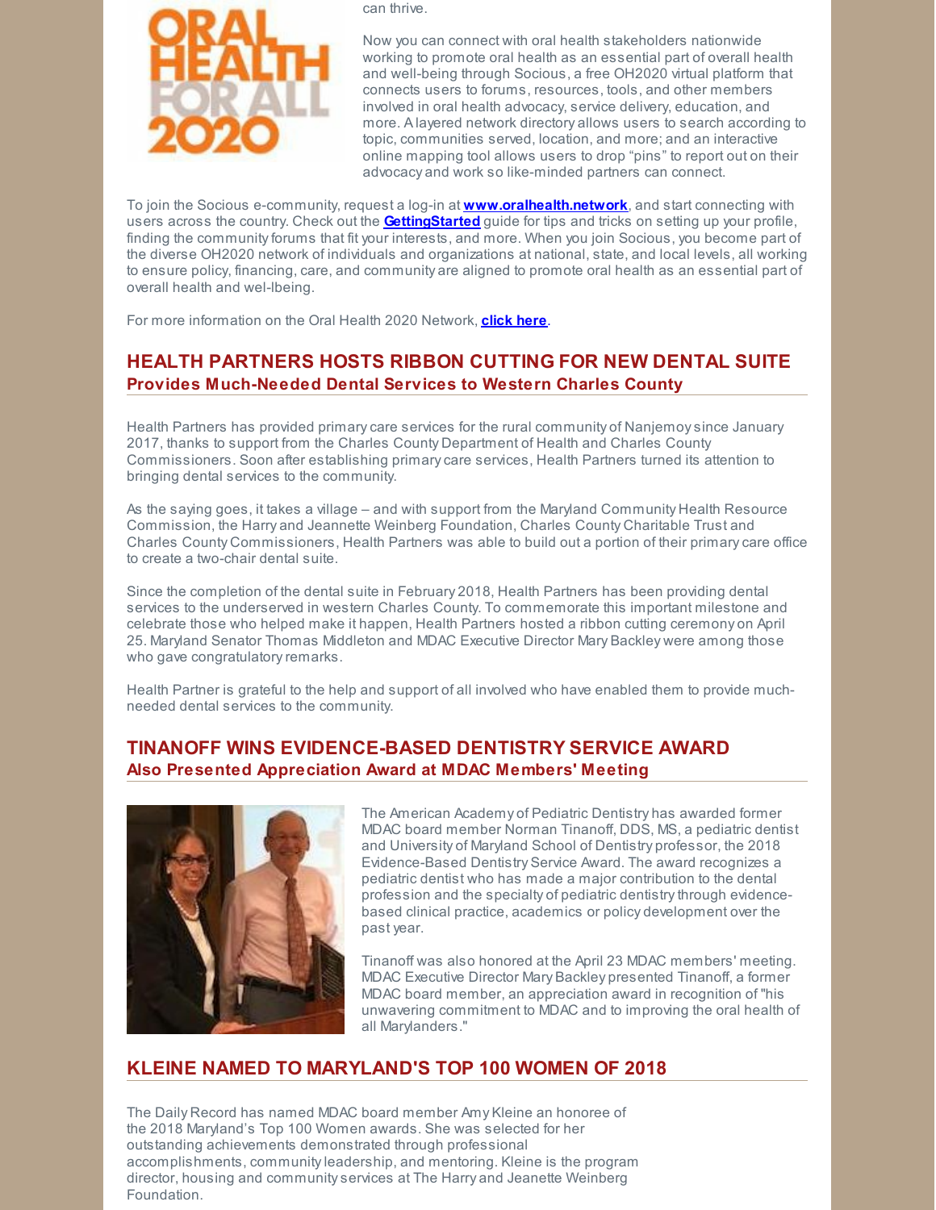can thrive.

Now you can connect with oral health stakeholders nationwide working to promote oral health as an essential part of overall health and well-being through Socious, a free OH2020 virtual platform that connects users to forums, resources, tools, and other members involved in oral health advocacy, service delivery, education, and more. A layered network directory allows users to search according to topic, communities served, location, and more; and an interactive online mapping tool allows users to drop "pins" to report out on their advocacy and work so like-minded partners can connect.

To join the Socious e-community, request a log-in at **www.oralhealth.network**, and start connecting with users across the country. Check out the **GettingStarted** guide for tips and tricks on setting up your profile, finding the community forums that fit your interests, and more. When you join Socious, you become part of the diverse OH2020 network of individuals and organizations at national, state, and local levels, all working to ensure policy, financing, care, and community are aligned to promote oral health as an essential part of overall health and wel-lbeing.

For more information on the Oral Health 2020 Network, **click here**.

## HEALTH PARTNERS HOSTS RIBBON CUTTING FOR NEW DENTAL SUITE

### Provides Much-Needed Dental Services to Western Charles County

Health Partners has provided primary care services for the rural community of Nanjemoy since January 2017, thanks to support from the Charles County Department of Health and Charles County Commissioners. Soon after establishing primary care services, Health Partners turned its attention to bringing dental services to the community.

As the saying goes, it takes a village – and with support from the Maryland Community Health Resource Commission, the Harry and Jeannette Weinberg Foundation, Charles County Charitable Trust and Charles County Commissioners, Health Partners was able to build out a portion of their primary care office to create a two-chair dental suite.

Since the completion of the dental suite in February 2018, Health Partners has been providing dental services to the underserved in western Charles County. To commemorate this important milestone and celebrate those who helped make it happen, Health Partners hosted a ribbon cutting ceremony on April 25. Maryland Senator Thomas Middleton and MDAC Executive Director Mary Backley were among those who gave congratulatory remarks.

Health Partner is grateful to the help and support of all involved who have enabled them to provide much-needed dental services to the community.

## TINANOFF WINS EVIDENCE-BASED DENTISTRY SERVICE AWARD

### Also Presented Appreciation Award at MDAC Members' Meeting

The American Academy of Pediatric Dentistry has awarded former MDAC board member Norman Tinanoff, DDS, MS, a pediatric dentist and University of Maryland School of Dentistry professor, the 2018 Evidence-Based Dentistry Service Award. The award recognizes a pediatric dentist who has made a major contribution to the dental profession and the specialty of pediatric dentistry through evidence-based clinical practice, academics or policy development over the past year.

Tinanoff was also honored at the April 23 MDAC members' meeting. MDAC Executive Director Mary Backley presented Tinanoff, a former MDAC board member, an appreciation award in recognition of "his unwavering commitment to MDAC and to improving the oral health of all Marylanders."

## KLEINE NAMED TO MARYLAND'S TOP 100 WOMEN OF 2018

The Daily Record has named MDAC board member Amy Kleine an honoree of the 2018 Maryland's Top 100 Women awards. She was selected for her outstanding achievements demonstrated through professional accomplishments, community leadership, and mentoring. Kleine is the program director, housing and community services at The Harry and Jeanette Weinberg Foundation.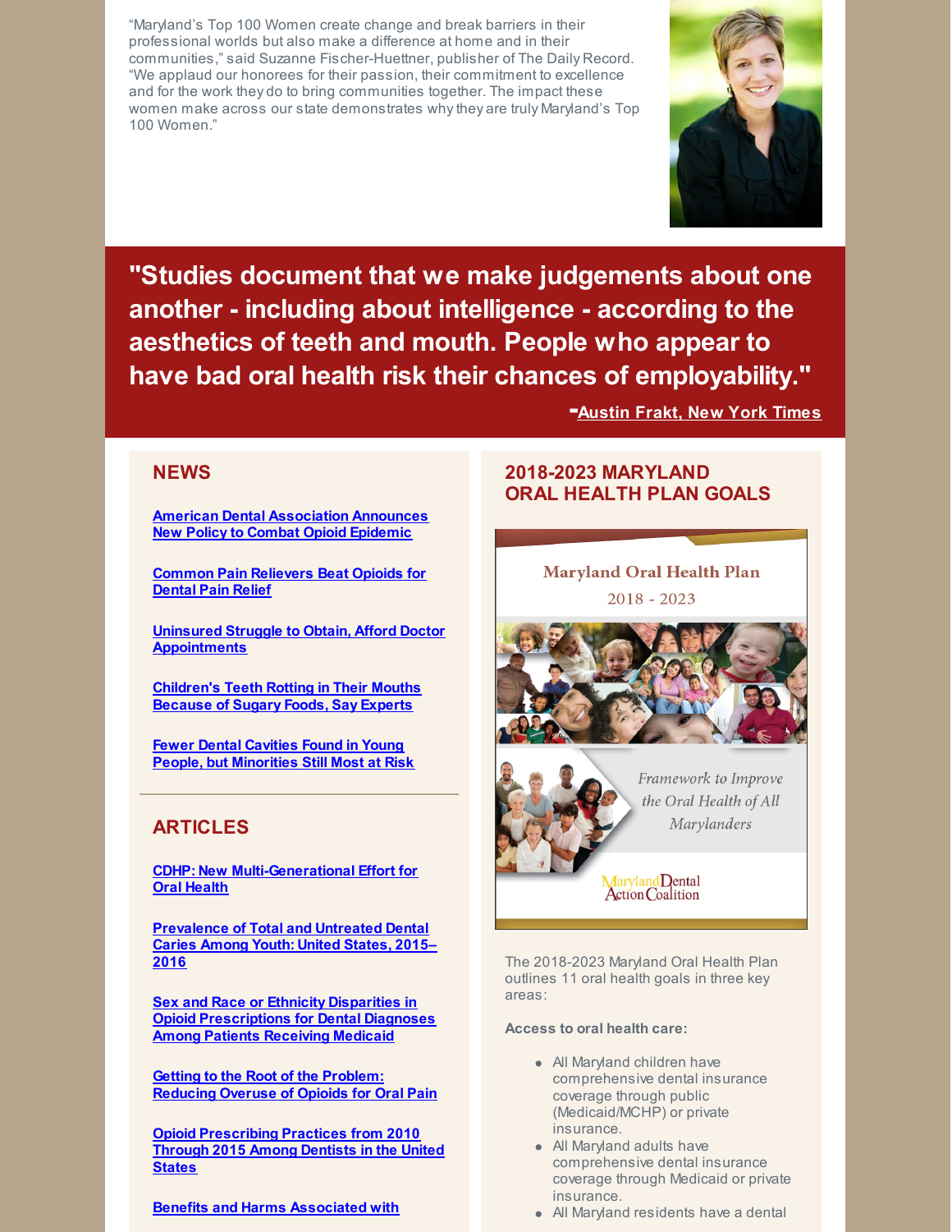"Maryland's Top 100 Women create change and break barriers in their professional worlds but also make a difference at home and in their communities," said Suzanne Fischer-Huettner, publisher of The Daily Record. "We applaud our honorees for their passion, their commitment to excellence and for the work they do to bring communities together. The impact these women make across our state demonstrates why they are truly Maryland's Top 100 Women."

**"Studies document that we make judgements about one another - including about intelligence - according to the aesthetics of teeth and mouth. People who appear to have bad oral health risk their chances of employability."**

-Austin Frakt, New York Times

## NEWS

American Dental Association Announces New Policy to Combat Opioid Epidemic

Common Pain Relievers Beat Opioids for Dental Pain Relief

Uninsured Struggle to Obtain, Afford Doctor Appointments

Children's Teeth Rotting in Their Mouths Because of Sugary Foods, Say Experts

Fewer Dental Cavities Found in Young People, but Minorities Still Most at Risk

## ARTICLES

CDHP: New Multi-Generational Effort for Oral Health

Prevalence of Total and Untreated Dental Caries Among Youth: United States, 2015–2016

Sex and Race or Ethnicity Disparities in Opioid Prescriptions for Dental Diagnoses Among Patients Receiving Medicaid

Getting to the Root of the Problem: Reducing Overuse of Opioids for Oral Pain

Opioid Prescribing Practices from 2010 Through 2015 Among Dentists in the United States

Benefits and Harms Associated with

## 2018-2023 MARYLAND ORAL HEALTH PLAN GOALS

Maryland Oral Health Plan 2018 - 2023

*Framework to Improve the Oral Health of All Marylanders*

Maryland Dental Action Coalition

The 2018-2023 Maryland Oral Health Plan outlines 11 oral health goals in three key areas:

**Access to oral health care:**

- All Maryland children have comprehensive dental insurance coverage through public (Medicaid/MCHP) or private insurance.
- All Maryland adults have comprehensive dental insurance coverage through Medicaid or private insurance.
- All Maryland residents have a dental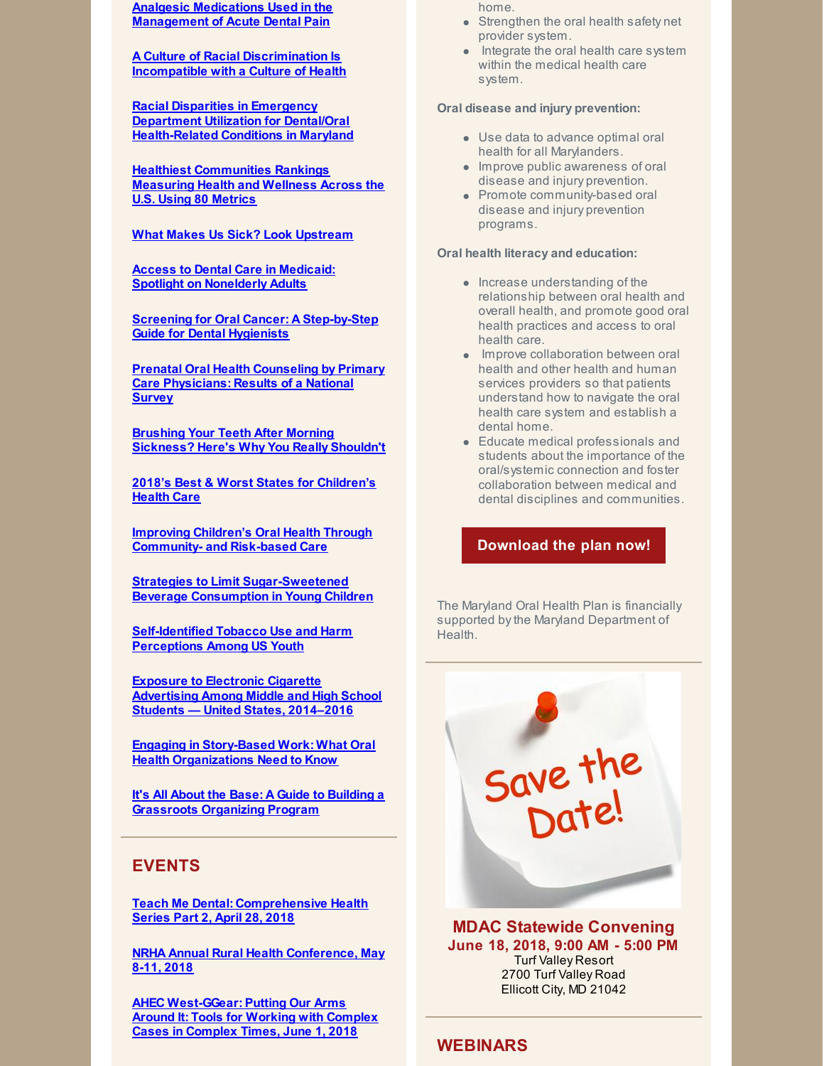Analgesic Medications Used in the Management of Acute Dental Pain

A Culture of Racial Discrimination Is Incompatible with a Culture of Health

Racial Disparities in Emergency Department Utilization for Dental/Oral Health-Related Conditions in Maryland

Healthiest Communities Rankings Measuring Health and Wellness Across the U.S. Using 80 Metrics

What Makes Us Sick? Look Upstream

Access to Dental Care in Medicaid: Spotlight on Nonelderly Adults

Screening for Oral Cancer: A Step-by-Step Guide for Dental Hygienists

Prenatal Oral Health Counseling by Primary Care Physicians: Results of a National Survey

Brushing Your Teeth After Morning Sickness? Here's Why You Really Shouldn't

2018's Best & Worst States for Children's Health Care

Improving Children's Oral Health Through Community- and Risk-based Care

Strategies to Limit Sugar-Sweetened Beverage Consumption in Young Children

Self-Identified Tobacco Use and Harm Perceptions Among US Youth

Exposure to Electronic Cigarette Advertising Among Middle and High School Students — United States, 2014–2016

Engaging in Story-Based Work: What Oral Health Organizations Need to Know

It's All About the Base: A Guide to Building a Grassroots Organizing Program

## EVENTS

Teach Me Dental: Comprehensive Health Series Part 2, April 28, 2018

NRHA Annual Rural Health Conference, May 8-11, 2018

AHEC West-GGear: Putting Our Arms Around It: Tools for Working with Complex Cases in Complex Times, June 1, 2018

home.

- Strengthen the oral health safety net provider system.
- Integrate the oral health care system within the medical health care system.

**Oral disease and injury prevention:**

- Use data to advance optimal oral health for all Marylanders.
- Improve public awareness of oral disease and injury prevention.
- Promote community-based oral disease and injury prevention programs.

**Oral health literacy and education:**

- Increase understanding of the relationship between oral health and overall health, and promote good oral health practices and access to oral health care.
- Improve collaboration between oral health and other health and human services providers so that patients understand how to navigate the oral health care system and establish a dental home.
- Educate medical professionals and students about the importance of the oral/systemic connection and foster collaboration between medical and dental disciplines and communities.

**Download the plan now!**

The Maryland Oral Health Plan is financially supported by the Maryland Department of Health.

Save the Date!

**MDAC Statewide Convening**
**June 18, 2018, 9:00 AM - 5:00 PM**
Turf Valley Resort
2700 Turf Valley Road
Ellicott City, MD 21042

## WEBINARS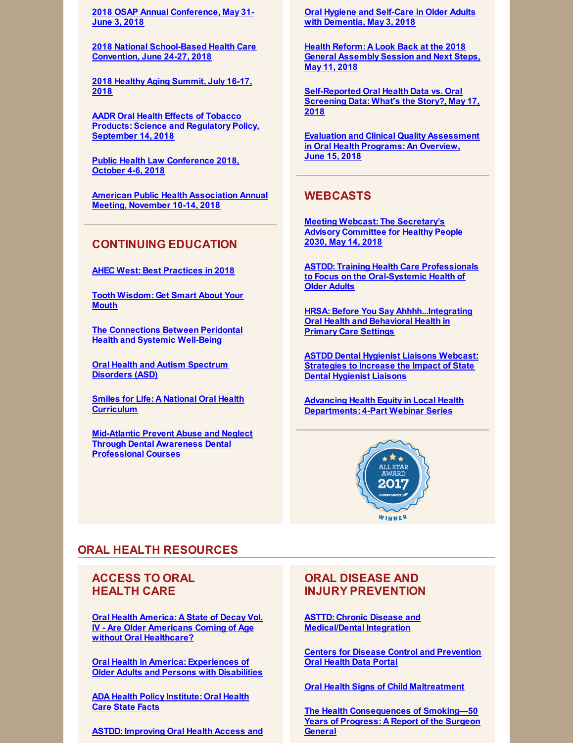2018 OSAP Annual Conference, May 31-June 3, 2018

2018 National School-Based Health Care Convention, June 24-27, 2018

2018 Healthy Aging Summit, July 16-17, 2018

AADR Oral Health Effects of Tobacco Products: Science and Regulatory Policy, September 14, 2018

Public Health Law Conference 2018, October 4-6, 2018

American Public Health Association Annual Meeting, November 10-14, 2018

## CONTINUING EDUCATION

AHEC West: Best Practices in 2018

Tooth Wisdom: Get Smart About Your Mouth

The Connections Between Peridontal Health and Systemic Well-Being

Oral Health and Autism Spectrum Disorders (ASD)

Smiles for Life: A National Oral Health Curriculum

Mid-Atlantic Prevent Abuse and Neglect Through Dental Awareness Dental Professional Courses

Oral Hygiene and Self-Care in Older Adults with Dementia, May 3, 2018

Health Reform: A Look Back at the 2018 General Assembly Session and Next Steps, May 11, 2018

Self-Reported Oral Health Data vs. Oral Screening Data: What's the Story?, May 17, 2018

Evaluation and Clinical Quality Assessment in Oral Health Programs: An Overview, June 15, 2018

## WEBCASTS

Meeting Webcast: The Secretary's Advisory Committee for Healthy People 2030, May 14, 2018

ASTDD: Training Health Care Professionals to Focus on the Oral-Systemic Health of Older Adults

HRSA: Before You Say Ahhhh...Integrating Oral Health and Behavioral Health in Primary Care Settings

ASTDD Dental Hygienist Liaisons Webcast: Strategies to Increase the Impact of State Dental Hygienist Liaisons

Advancing Health Equity in Local Health Departments: 4-Part Webinar Series

# ORAL HEALTH RESOURCES

## ACCESS TO ORAL HEALTH CARE

Oral Health America: A State of Decay Vol. IV - Are Older Americans Coming of Age without Oral Healthcare?

Oral Health in America: Experiences of Older Adults and Persons with Disabilities

ADA Health Policy Institute: Oral Health Care State Facts

ASTDD: Improving Oral Health Access and

## ORAL DISEASE AND INJURY PREVENTION

ASTTD: Chronic Disease and Medical/Dental Integration

Centers for Disease Control and Prevention Oral Health Data Portal

Oral Health Signs of Child Maltreatment

The Health Consequences of Smoking—50 Years of Progress: A Report of the Surgeon General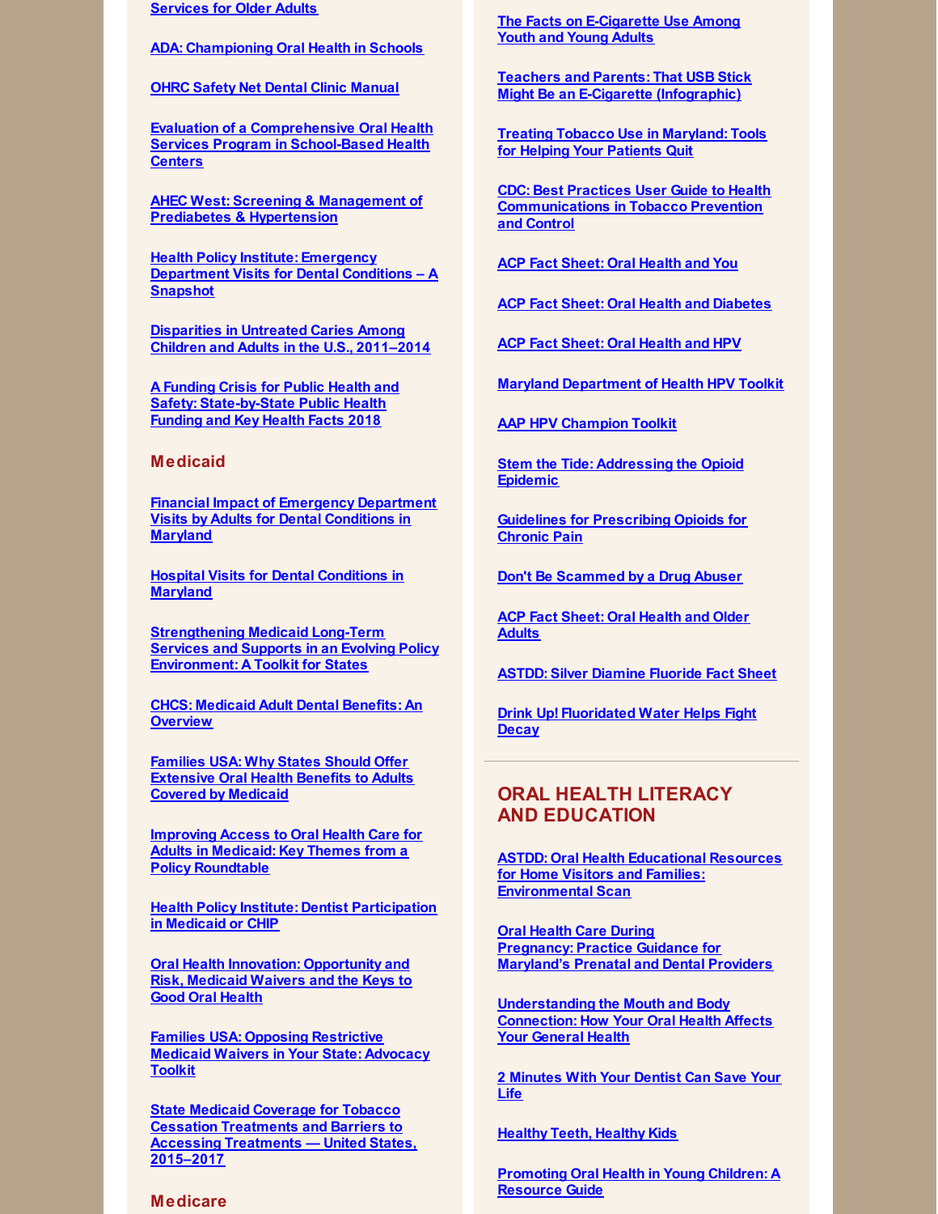Services for Older Adults

ADA: Championing Oral Health in Schools

OHRC Safety Net Dental Clinic Manual

Evaluation of a Comprehensive Oral Health Services Program in School-Based Health Centers

AHEC West: Screening & Management of Prediabetes & Hypertension

Health Policy Institute: Emergency Department Visits for Dental Conditions – A Snapshot

Disparities in Untreated Caries Among Children and Adults in the U.S., 2011–2014

A Funding Crisis for Public Health and Safety: State-by-State Public Health Funding and Key Health Facts 2018

### Medicaid

Financial Impact of Emergency Department Visits by Adults for Dental Conditions in Maryland

Hospital Visits for Dental Conditions in Maryland

Strengthening Medicaid Long-Term Services and Supports in an Evolving Policy Environment: A Toolkit for States

CHCS: Medicaid Adult Dental Benefits: An Overview

Families USA: Why States Should Offer Extensive Oral Health Benefits to Adults Covered by Medicaid

Improving Access to Oral Health Care for Adults in Medicaid: Key Themes from a Policy Roundtable

Health Policy Institute: Dentist Participation in Medicaid or CHIP

Oral Health Innovation: Opportunity and Risk, Medicaid Waivers and the Keys to Good Oral Health

Families USA: Opposing Restrictive Medicaid Waivers in Your State: Advocacy Toolkit

State Medicaid Coverage for Tobacco Cessation Treatments and Barriers to Accessing Treatments — United States, 2015–2017

### Medicare

The Facts on E-Cigarette Use Among Youth and Young Adults

Teachers and Parents: That USB Stick Might Be an E-Cigarette (Infographic)

Treating Tobacco Use in Maryland: Tools for Helping Your Patients Quit

CDC: Best Practices User Guide to Health Communications in Tobacco Prevention and Control

ACP Fact Sheet: Oral Health and You

ACP Fact Sheet: Oral Health and Diabetes

ACP Fact Sheet: Oral Health and HPV

Maryland Department of Health HPV Toolkit

AAP HPV Champion Toolkit

Stem the Tide: Addressing the Opioid Epidemic

Guidelines for Prescribing Opioids for Chronic Pain

Don't Be Scammed by a Drug Abuser

ACP Fact Sheet: Oral Health and Older Adults

ASTDD: Silver Diamine Fluoride Fact Sheet

Drink Up! Fluoridated Water Helps Fight Decay

## ORAL HEALTH LITERACY AND EDUCATION

ASTDD: Oral Health Educational Resources for Home Visitors and Families: Environmental Scan

Oral Health Care During Pregnancy: Practice Guidance for Maryland's Prenatal and Dental Providers

Understanding the Mouth and Body Connection: How Your Oral Health Affects Your General Health

2 Minutes With Your Dentist Can Save Your Life

Healthy Teeth, Healthy Kids

Promoting Oral Health in Young Children: A Resource Guide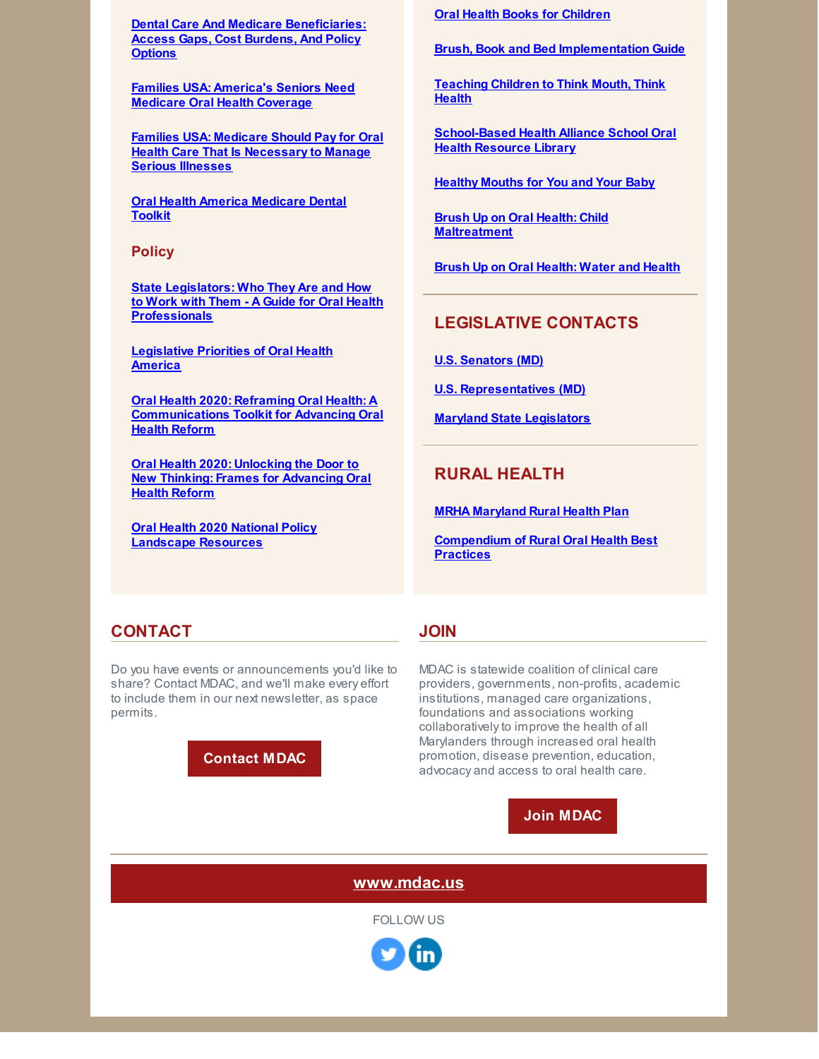Dental Care And Medicare Beneficiaries: Access Gaps, Cost Burdens, And Policy Options

Families USA: America's Seniors Need Medicare Oral Health Coverage

Families USA: Medicare Should Pay for Oral Health Care That Is Necessary to Manage Serious Illnesses

Oral Health America Medicare Dental Toolkit

### Policy

State Legislators: Who They Are and How to Work with Them - A Guide for Oral Health Professionals

Legislative Priorities of Oral Health America

Oral Health 2020: Reframing Oral Health: A Communications Toolkit for Advancing Oral Health Reform

Oral Health 2020: Unlocking the Door to New Thinking: Frames for Advancing Oral Health Reform

Oral Health 2020 National Policy Landscape Resources

Oral Health Books for Children

Brush, Book and Bed Implementation Guide

Teaching Children to Think Mouth, Think Health

School-Based Health Alliance School Oral Health Resource Library

Healthy Mouths for You and Your Baby

Brush Up on Oral Health: Child Maltreatment

Brush Up on Oral Health: Water and Health

## LEGISLATIVE CONTACTS

U.S. Senators (MD)

U.S. Representatives (MD)

Maryland State Legislators

## RURAL HEALTH

MRHA Maryland Rural Health Plan

Compendium of Rural Oral Health Best Practices

## CONTACT

Do you have events or announcements you'd like to share? Contact MDAC, and we'll make every effort to include them in our next newsletter, as space permits.

Contact MDAC

## JOIN

MDAC is statewide coalition of clinical care providers, governments, non-profits, academic institutions, managed care organizations, foundations and associations working collaboratively to improve the health of all Marylanders through increased oral health promotion, disease prevention, education, advocacy and access to oral health care.

Join MDAC

www.mdac.us

FOLLOW US